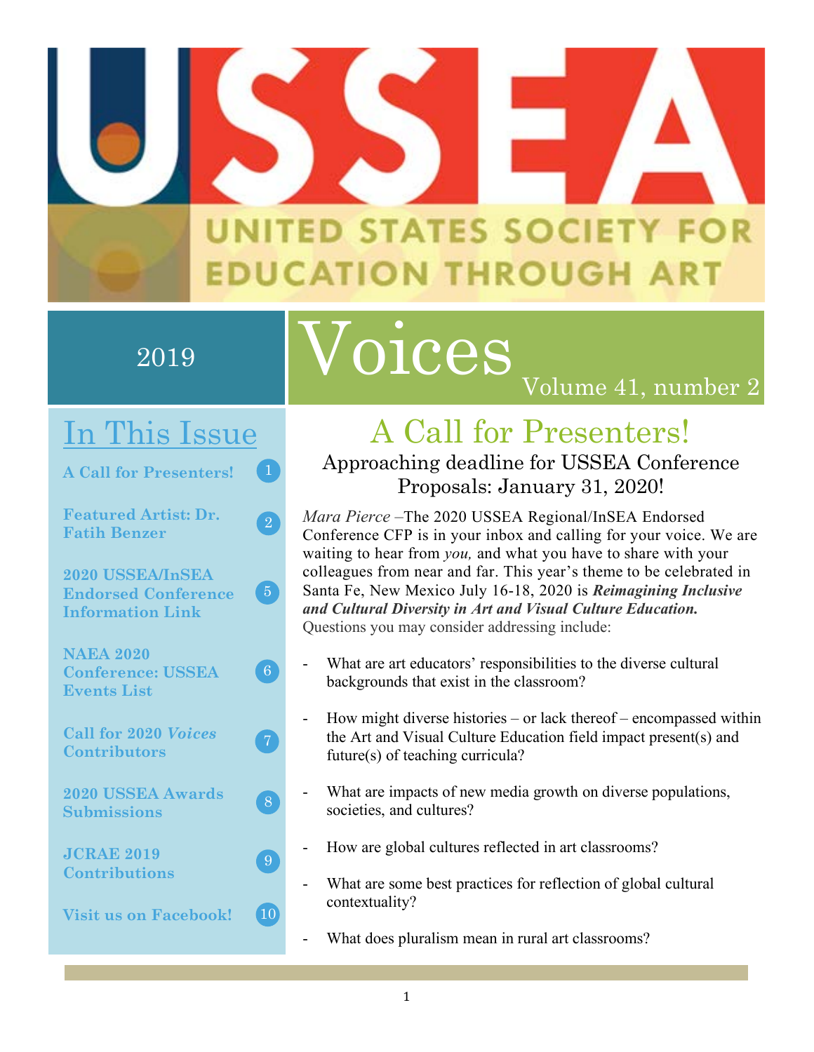# USSEA

UNITED STATES SOCIETY FOR EDUCATION THROUGH ART

2019

# Voices

Volume 41, number 2

## In This Issue

| | |
|---|---|
| **A Call for Presenters!** | 1 |
| **Featured Artist: Dr. Fatih Benzer** | 2 |
| **2020 USSEA/InSEA Endorsed Conference Information Link** | 5 |
| **NAEA 2020 Conference: USSEA Events List** | 6 |
| **Call for 2020 *Voices* Contributors** | 7 |
| **2020 USSEA Awards Submissions** | 8 |
| **JCRAE 2019 Contributions** | 9 |
| **Visit us on Facebook!** | 10 |

## A Call for Presenters!

### Approaching deadline for USSEA Conference Proposals: January 31, 2020!

*Mara Pierce* –The 2020 USSEA Regional/InSEA Endorsed Conference CFP is in your inbox and calling for your voice. We are waiting to hear from *you,* and what you have to share with your colleagues from near and far. This year's theme to be celebrated in Santa Fe, New Mexico July 16-18, 2020 is ***Reimagining Inclusive and Cultural Diversity in Art and Visual Culture Education.*** Questions you may consider addressing include:

- What are art educators' responsibilities to the diverse cultural backgrounds that exist in the classroom?
- How might diverse histories – or lack thereof – encompassed within the Art and Visual Culture Education field impact present(s) and future(s) of teaching curricula?
- What are impacts of new media growth on diverse populations, societies, and cultures?
- How are global cultures reflected in art classrooms?
- What are some best practices for reflection of global cultural contextuality?
- What does pluralism mean in rural art classrooms?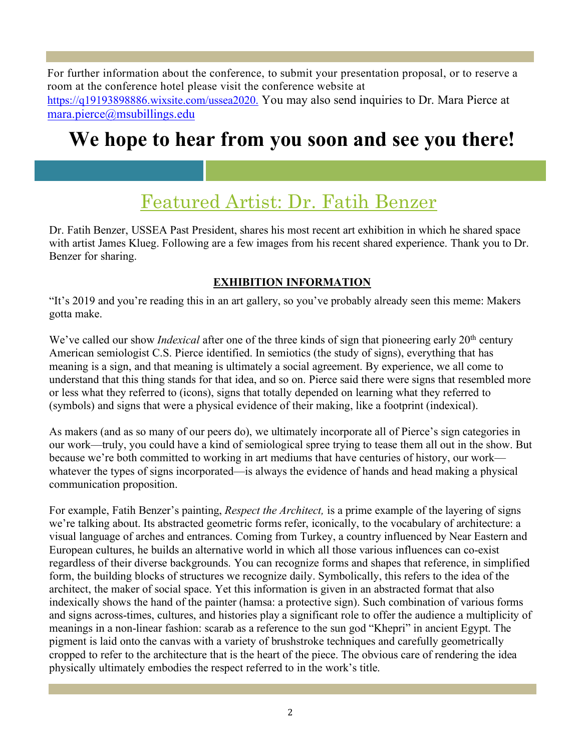For further information about the conference, to submit your presentation proposal, or to reserve a room at the conference hotel please visit the conference website at https://q19193898886.wixsite.com/ussea2020. You may also send inquiries to Dr. Mara Pierce at mara.pierce@msubillings.edu

# We hope to hear from you soon and see you there!

## Featured Artist: Dr. Fatih Benzer

Dr. Fatih Benzer, USSEA Past President, shares his most recent art exhibition in which he shared space with artist James Klueg. Following are a few images from his recent shared experience. Thank you to Dr. Benzer for sharing.

### EXHIBITION INFORMATION

"It's 2019 and you're reading this in an art gallery, so you've probably already seen this meme: Makers gotta make.

We've called our show *Indexical* after one of the three kinds of sign that pioneering early 20th century American semiologist C.S. Pierce identified. In semiotics (the study of signs), everything that has meaning is a sign, and that meaning is ultimately a social agreement. By experience, we all come to understand that this thing stands for that idea, and so on. Pierce said there were signs that resembled more or less what they referred to (icons), signs that totally depended on learning what they referred to (symbols) and signs that were a physical evidence of their making, like a footprint (indexical).

As makers (and as so many of our peers do), we ultimately incorporate all of Pierce's sign categories in our work—truly, you could have a kind of semiological spree trying to tease them all out in the show. But because we're both committed to working in art mediums that have centuries of history, our work—whatever the types of signs incorporated—is always the evidence of hands and head making a physical communication proposition.

For example, Fatih Benzer's painting, *Respect the Architect,* is a prime example of the layering of signs we're talking about. Its abstracted geometric forms refer, iconically, to the vocabulary of architecture: a visual language of arches and entrances. Coming from Turkey, a country influenced by Near Eastern and European cultures, he builds an alternative world in which all those various influences can co-exist regardless of their diverse backgrounds. You can recognize forms and shapes that reference, in simplified form, the building blocks of structures we recognize daily. Symbolically, this refers to the idea of the architect, the maker of social space. Yet this information is given in an abstracted format that also indexically shows the hand of the painter (hamsa: a protective sign). Such combination of various forms and signs across-times, cultures, and histories play a significant role to offer the audience a multiplicity of meanings in a non-linear fashion: scarab as a reference to the sun god "Khepri" in ancient Egypt. The pigment is laid onto the canvas with a variety of brushstroke techniques and carefully geometrically cropped to refer to the architecture that is the heart of the piece. The obvious care of rendering the idea physically ultimately embodies the respect referred to in the work's title.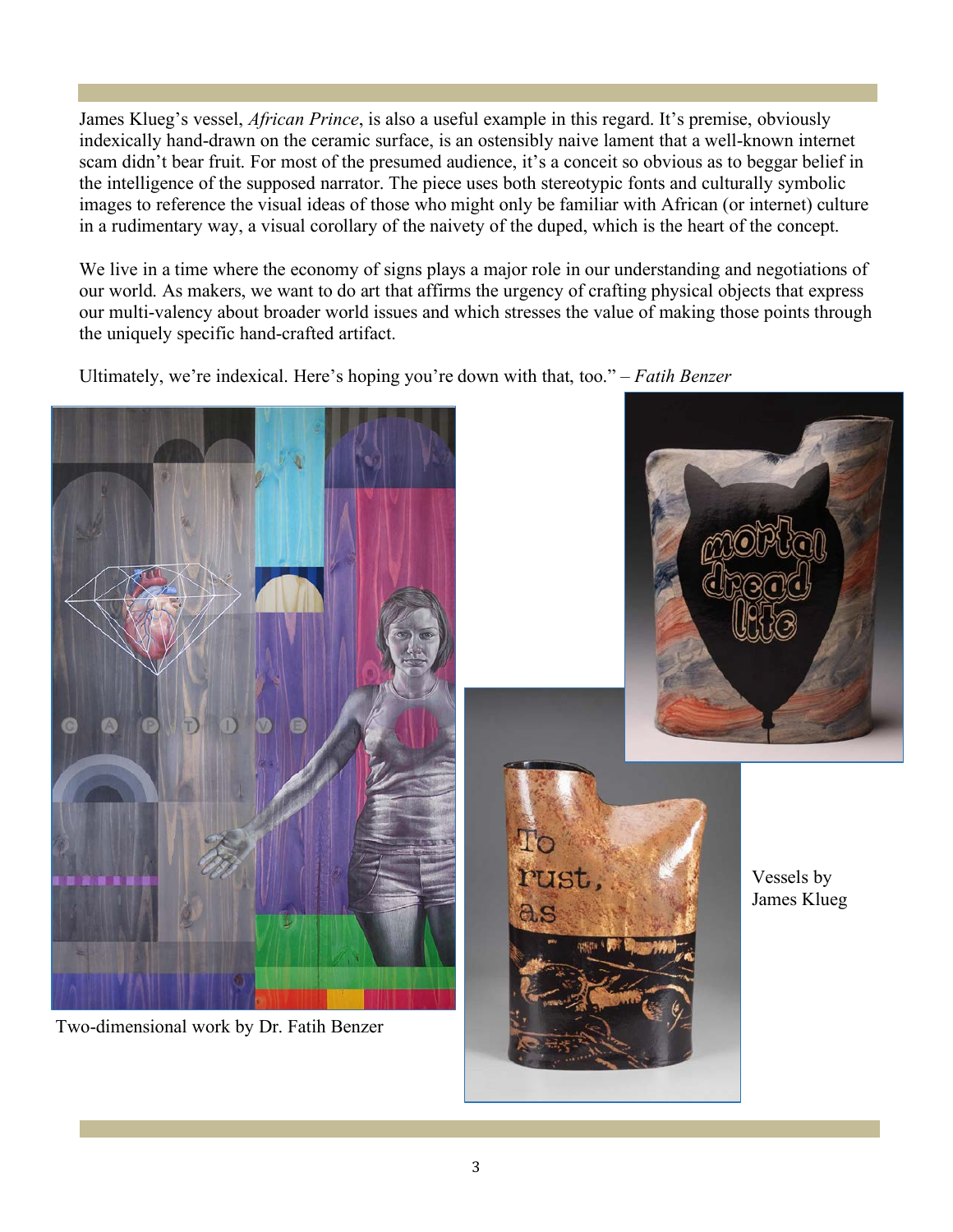James Klueg's vessel, *African Prince*, is also a useful example in this regard. It's premise, obviously indexically hand-drawn on the ceramic surface, is an ostensibly naive lament that a well-known internet scam didn't bear fruit. For most of the presumed audience, it's a conceit so obvious as to beggar belief in the intelligence of the supposed narrator. The piece uses both stereotypic fonts and culturally symbolic images to reference the visual ideas of those who might only be familiar with African (or internet) culture in a rudimentary way, a visual corollary of the naivety of the duped, which is the heart of the concept.

We live in a time where the economy of signs plays a major role in our understanding and negotiations of our world. As makers, we want to do art that affirms the urgency of crafting physical objects that express our multi-valency about broader world issues and which stresses the value of making those points through the uniquely specific hand-crafted artifact.

Ultimately, we're indexical. Here's hoping you're down with that, too." – *Fatih Benzer*

Two-dimensional work by Dr. Fatih Benzer

Vessels by James Klueg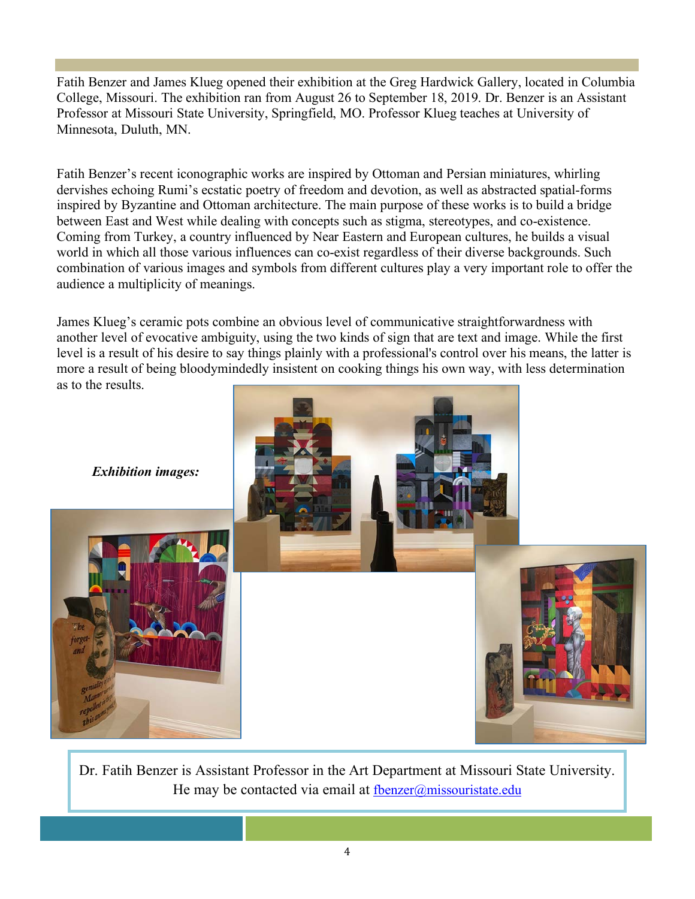Fatih Benzer and James Klueg opened their exhibition at the Greg Hardwick Gallery, located in Columbia College, Missouri. The exhibition ran from August 26 to September 18, 2019. Dr. Benzer is an Assistant Professor at Missouri State University, Springfield, MO. Professor Klueg teaches at University of Minnesota, Duluth, MN.

Fatih Benzer's recent iconographic works are inspired by Ottoman and Persian miniatures, whirling dervishes echoing Rumi's ecstatic poetry of freedom and devotion, as well as abstracted spatial-forms inspired by Byzantine and Ottoman architecture. The main purpose of these works is to build a bridge between East and West while dealing with concepts such as stigma, stereotypes, and co-existence. Coming from Turkey, a country influenced by Near Eastern and European cultures, he builds a visual world in which all those various influences can co-exist regardless of their diverse backgrounds. Such combination of various images and symbols from different cultures play a very important role to offer the audience a multiplicity of meanings.

James Klueg's ceramic pots combine an obvious level of communicative straightforwardness with another level of evocative ambiguity, using the two kinds of sign that are text and image. While the first level is a result of his desire to say things plainly with a professional's control over his means, the latter is more a result of being bloodymindedly insistent on cooking things his own way, with less determination as to the results.

***Exhibition images:***

Dr. Fatih Benzer is Assistant Professor in the Art Department at Missouri State University. He may be contacted via email at fbenzer@missouristate.edu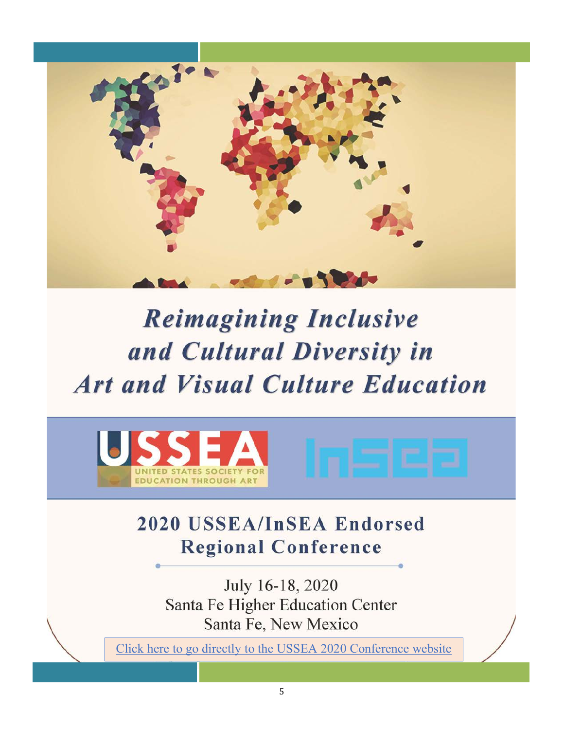# *Reimagining Inclusive and Cultural Diversity in Art and Visual Culture Education*

USSEA

UNITED STATES SOCIETY FOR EDUCATION THROUGH ART

InSEA

## 2020 USSEA/InSEA Endorsed Regional Conference

July 16-18, 2020

Santa Fe Higher Education Center

Santa Fe, New Mexico

Click here to go directly to the USSEA 2020 Conference website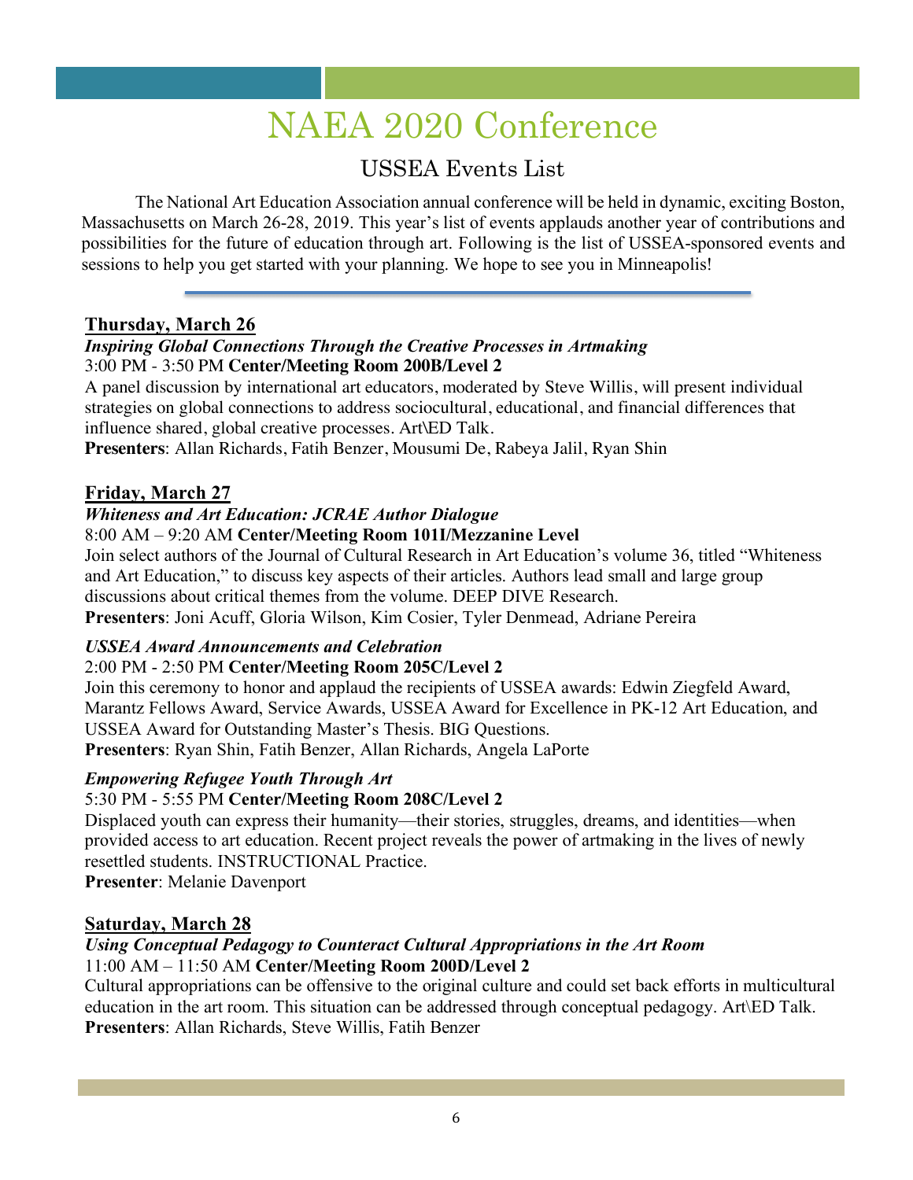# NAEA 2020 Conference

## USSEA Events List

The National Art Education Association annual conference will be held in dynamic, exciting Boston, Massachusetts on March 26-28, 2019. This year's list of events applauds another year of contributions and possibilities for the future of education through art. Following is the list of USSEA-sponsored events and sessions to help you get started with your planning. We hope to see you in Minneapolis!

---

### Thursday, March 26

***Inspiring Global Connections Through the Creative Processes in Artmaking***

3:00 PM - 3:50 PM **Center/Meeting Room 200B/Level 2**

A panel discussion by international art educators, moderated by Steve Willis, will present individual strategies on global connections to address sociocultural, educational, and financial differences that influence shared, global creative processes. Art\ED Talk.

**Presenters**: Allan Richards, Fatih Benzer, Mousumi De, Rabeya Jalil, Ryan Shin

### Friday, March 27

***Whiteness and Art Education: JCRAE Author Dialogue***

8:00 AM – 9:20 AM **Center/Meeting Room 101I/Mezzanine Level**

Join select authors of the Journal of Cultural Research in Art Education's volume 36, titled "Whiteness and Art Education," to discuss key aspects of their articles. Authors lead small and large group discussions about critical themes from the volume. DEEP DIVE Research.

**Presenters**: Joni Acuff, Gloria Wilson, Kim Cosier, Tyler Denmead, Adriane Pereira

***USSEA Award Announcements and Celebration***

2:00 PM - 2:50 PM **Center/Meeting Room 205C/Level 2**

Join this ceremony to honor and applaud the recipients of USSEA awards: Edwin Ziegfeld Award, Marantz Fellows Award, Service Awards, USSEA Award for Excellence in PK-12 Art Education, and USSEA Award for Outstanding Master's Thesis. BIG Questions.

**Presenters**: Ryan Shin, Fatih Benzer, Allan Richards, Angela LaPorte

***Empowering Refugee Youth Through Art***

5:30 PM - 5:55 PM **Center/Meeting Room 208C/Level 2**

Displaced youth can express their humanity—their stories, struggles, dreams, and identities—when provided access to art education. Recent project reveals the power of artmaking in the lives of newly resettled students. INSTRUCTIONAL Practice.

**Presenter**: Melanie Davenport

### Saturday, March 28

***Using Conceptual Pedagogy to Counteract Cultural Appropriations in the Art Room***

11:00 AM – 11:50 AM **Center/Meeting Room 200D/Level 2**

Cultural appropriations can be offensive to the original culture and could set back efforts in multicultural education in the art room. This situation can be addressed through conceptual pedagogy. Art\ED Talk.

**Presenters**: Allan Richards, Steve Willis, Fatih Benzer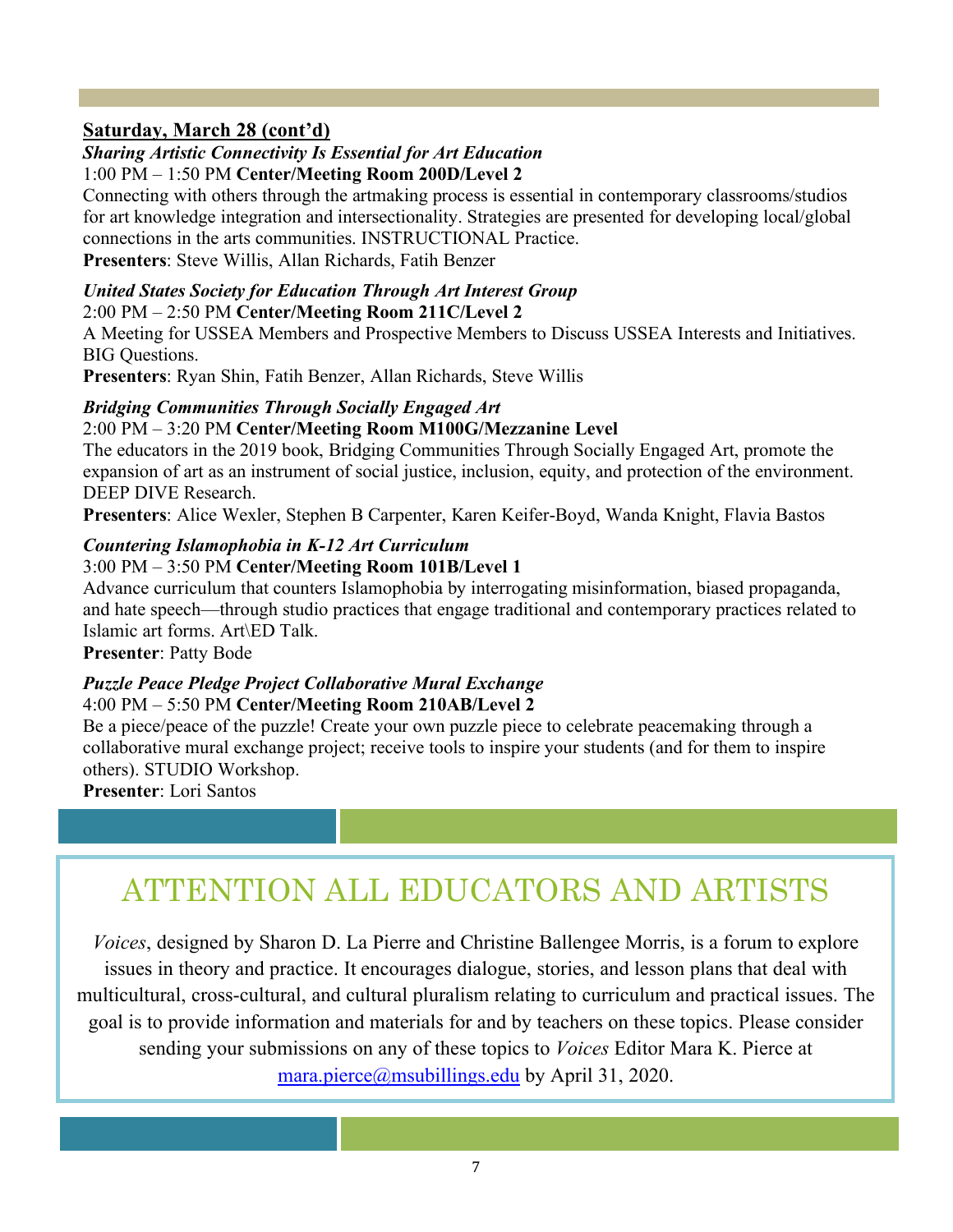**Saturday, March 28 (cont'd)**

***Sharing Artistic Connectivity Is Essential for Art Education***

1:00 PM – 1:50 PM **Center/Meeting Room 200D/Level 2**

Connecting with others through the artmaking process is essential in contemporary classrooms/studios for art knowledge integration and intersectionality. Strategies are presented for developing local/global connections in the arts communities. INSTRUCTIONAL Practice.

**Presenters**: Steve Willis, Allan Richards, Fatih Benzer

***United States Society for Education Through Art Interest Group***

2:00 PM – 2:50 PM **Center/Meeting Room 211C/Level 2**

A Meeting for USSEA Members and Prospective Members to Discuss USSEA Interests and Initiatives. BIG Questions.

**Presenters**: Ryan Shin, Fatih Benzer, Allan Richards, Steve Willis

***Bridging Communities Through Socially Engaged Art***

2:00 PM – 3:20 PM **Center/Meeting Room M100G/Mezzanine Level**

The educators in the 2019 book, Bridging Communities Through Socially Engaged Art, promote the expansion of art as an instrument of social justice, inclusion, equity, and protection of the environment. DEEP DIVE Research.

**Presenters**: Alice Wexler, Stephen B Carpenter, Karen Keifer-Boyd, Wanda Knight, Flavia Bastos

***Countering Islamophobia in K-12 Art Curriculum***

3:00 PM – 3:50 PM **Center/Meeting Room 101B/Level 1**

Advance curriculum that counters Islamophobia by interrogating misinformation, biased propaganda, and hate speech—through studio practices that engage traditional and contemporary practices related to Islamic art forms. Art\ED Talk.

**Presenter**: Patty Bode

***Puzzle Peace Pledge Project Collaborative Mural Exchange***

4:00 PM – 5:50 PM **Center/Meeting Room 210AB/Level 2**

Be a piece/peace of the puzzle! Create your own puzzle piece to celebrate peacemaking through a collaborative mural exchange project; receive tools to inspire your students (and for them to inspire others). STUDIO Workshop.

**Presenter**: Lori Santos

## ATTENTION ALL EDUCATORS AND ARTISTS

*Voices*, designed by Sharon D. La Pierre and Christine Ballengee Morris, is a forum to explore issues in theory and practice. It encourages dialogue, stories, and lesson plans that deal with multicultural, cross-cultural, and cultural pluralism relating to curriculum and practical issues. The goal is to provide information and materials for and by teachers on these topics. Please consider sending your submissions on any of these topics to *Voices* Editor Mara K. Pierce at mara.pierce@msubillings.edu by April 31, 2020.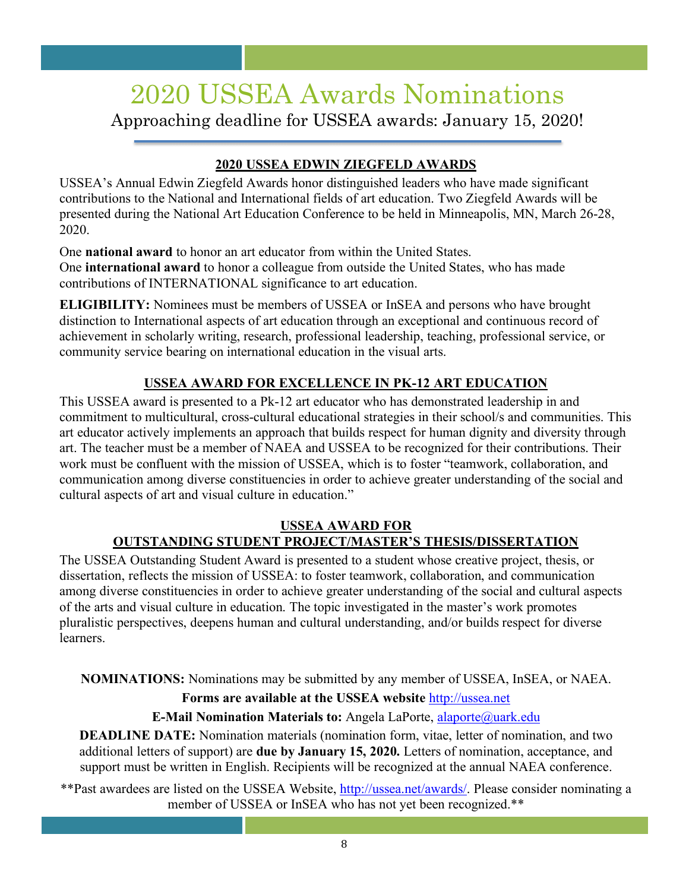# 2020 USSEA Awards Nominations

Approaching deadline for USSEA awards: January 15, 2020!

## 2020 USSEA EDWIN ZIEGFELD AWARDS

USSEA's Annual Edwin Ziegfeld Awards honor distinguished leaders who have made significant contributions to the National and International fields of art education. Two Ziegfeld Awards will be presented during the National Art Education Conference to be held in Minneapolis, MN, March 26-28, 2020.

One **national award** to honor an art educator from within the United States.
One **international award** to honor a colleague from outside the United States, who has made contributions of INTERNATIONAL significance to art education.

**ELIGIBILITY:** Nominees must be members of USSEA or InSEA and persons who have brought distinction to International aspects of art education through an exceptional and continuous record of achievement in scholarly writing, research, professional leadership, teaching, professional service, or community service bearing on international education in the visual arts.

## USSEA AWARD FOR EXCELLENCE IN PK-12 ART EDUCATION

This USSEA award is presented to a Pk-12 art educator who has demonstrated leadership in and commitment to multicultural, cross-cultural educational strategies in their school/s and communities. This art educator actively implements an approach that builds respect for human dignity and diversity through art. The teacher must be a member of NAEA and USSEA to be recognized for their contributions. Their work must be confluent with the mission of USSEA, which is to foster "teamwork, collaboration, and communication among diverse constituencies in order to achieve greater understanding of the social and cultural aspects of art and visual culture in education."

## USSEA AWARD FOR OUTSTANDING STUDENT PROJECT/MASTER'S THESIS/DISSERTATION

The USSEA Outstanding Student Award is presented to a student whose creative project, thesis, or dissertation, reflects the mission of USSEA: to foster teamwork, collaboration, and communication among diverse constituencies in order to achieve greater understanding of the social and cultural aspects of the arts and visual culture in education. The topic investigated in the master's work promotes pluralistic perspectives, deepens human and cultural understanding, and/or builds respect for diverse learners.

**NOMINATIONS:** Nominations may be submitted by any member of USSEA, InSEA, or NAEA.

**Forms are available at the USSEA website** http://ussea.net

**E-Mail Nomination Materials to:** Angela LaPorte, alaporte@uark.edu

**DEADLINE DATE:** Nomination materials (nomination form, vitae, letter of nomination, and two additional letters of support) are **due by January 15, 2020.** Letters of nomination, acceptance, and support must be written in English. Recipients will be recognized at the annual NAEA conference.

**Past awardees are listed on the USSEA Website, http://ussea.net/awards/. Please consider nominating a member of USSEA or InSEA who has not yet been recognized.**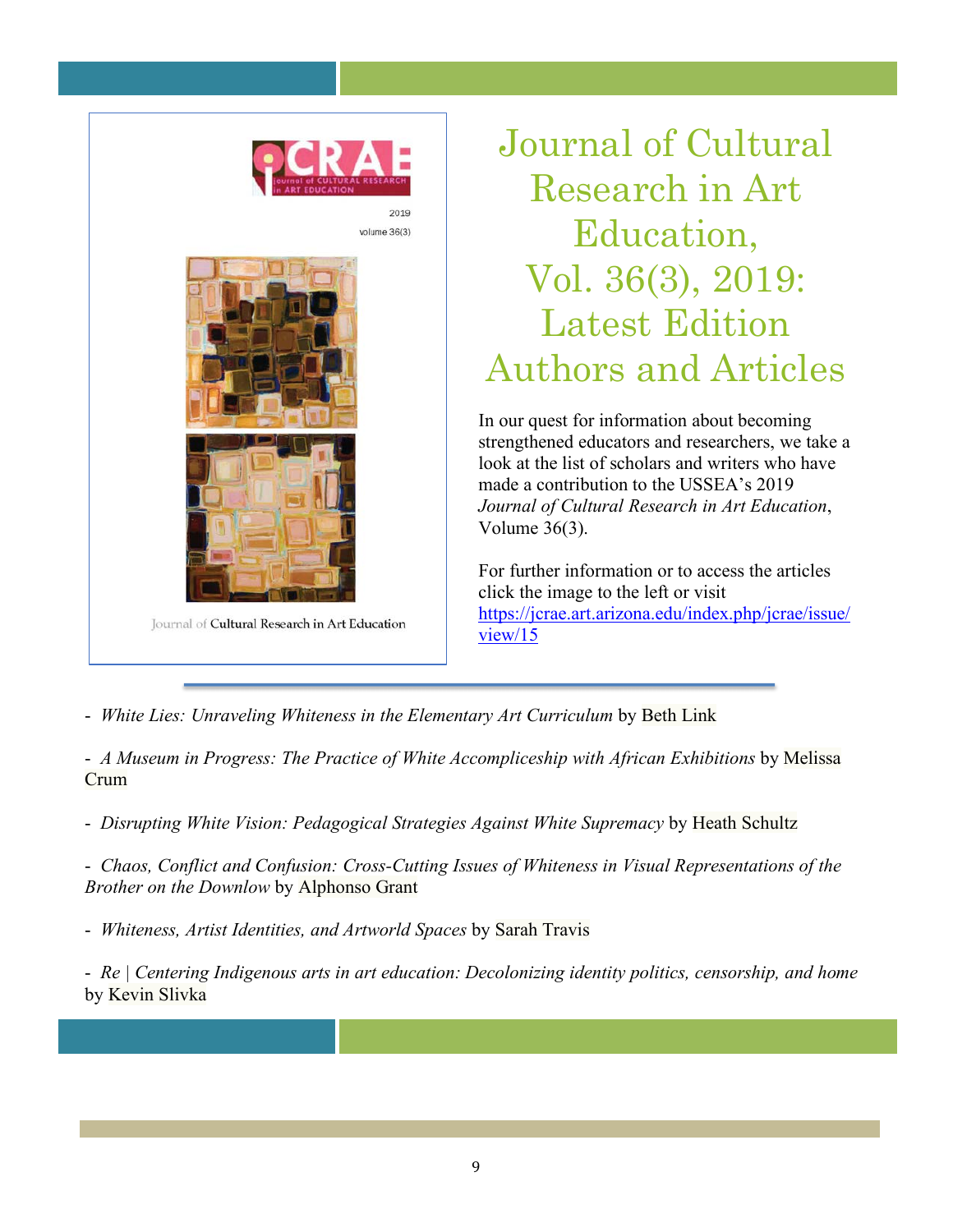# Journal of Cultural Research in Art Education, Vol. 36(3), 2019: Latest Edition Authors and Articles

In our quest for information about becoming strengthened educators and researchers, we take a look at the list of scholars and writers who have made a contribution to the USSEA's 2019 *Journal of Cultural Research in Art Education*, Volume 36(3).

For further information or to access the articles click the image to the left or visit [https://jcrae.art.arizona.edu/index.php/jcrae/issue/view/15](https://jcrae.art.arizona.edu/index.php/jcrae/issue/view/15)

- *White Lies: Unraveling Whiteness in the Elementary Art Curriculum* by Beth Link
- *A Museum in Progress: The Practice of White Accompliceship with African Exhibitions* by Melissa Crum
- *Disrupting White Vision: Pedagogical Strategies Against White Supremacy* by Heath Schultz
- *Chaos, Conflict and Confusion: Cross-Cutting Issues of Whiteness in Visual Representations of the Brother on the Downlow* by Alphonso Grant
- *Whiteness, Artist Identities, and Artworld Spaces* by Sarah Travis
- *Re | Centering Indigenous arts in art education: Decolonizing identity politics, censorship, and home* by Kevin Slivka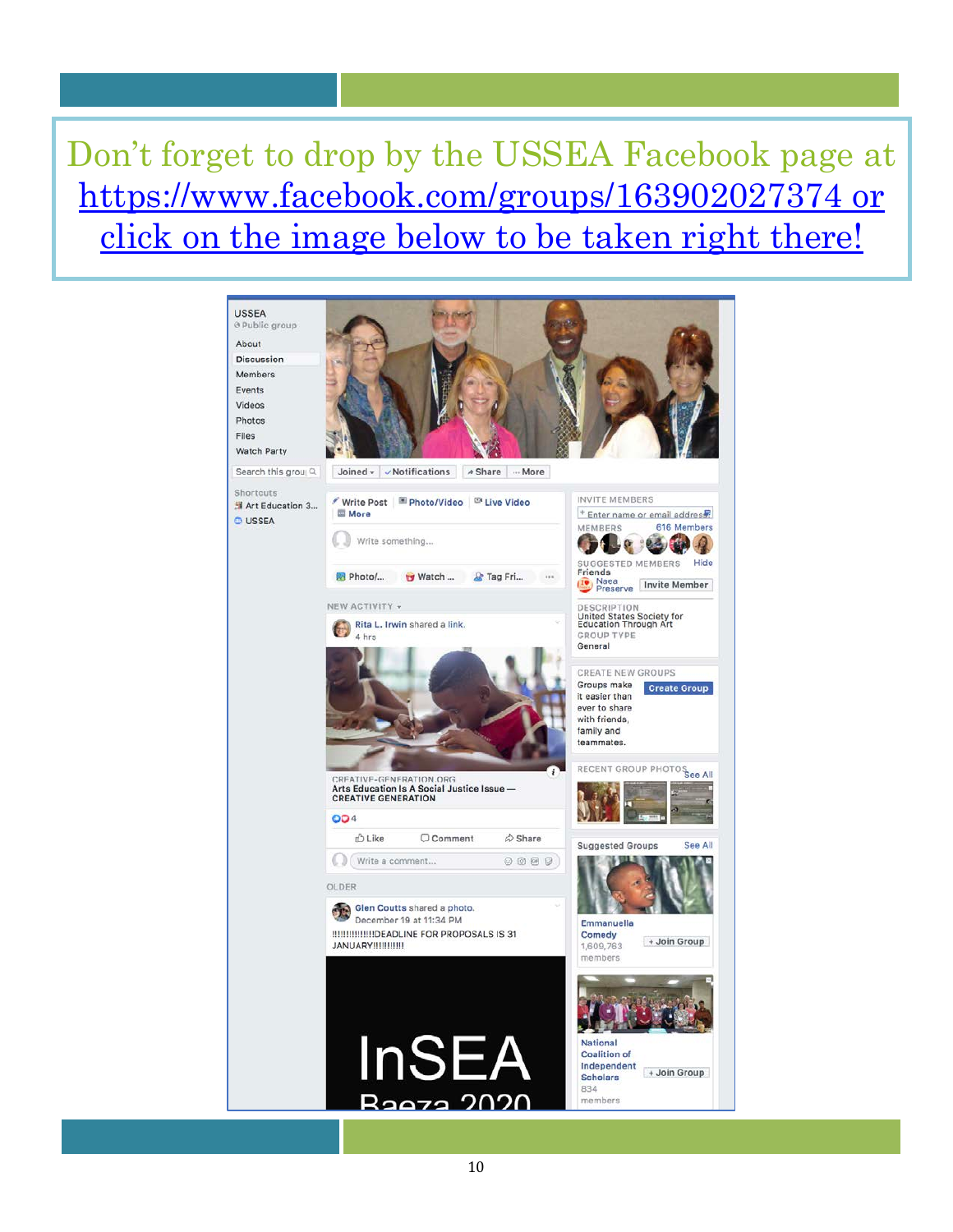Don't forget to drop by the USSEA Facebook page at https://www.facebook.com/groups/163902027374 or click on the image below to be taken right there!